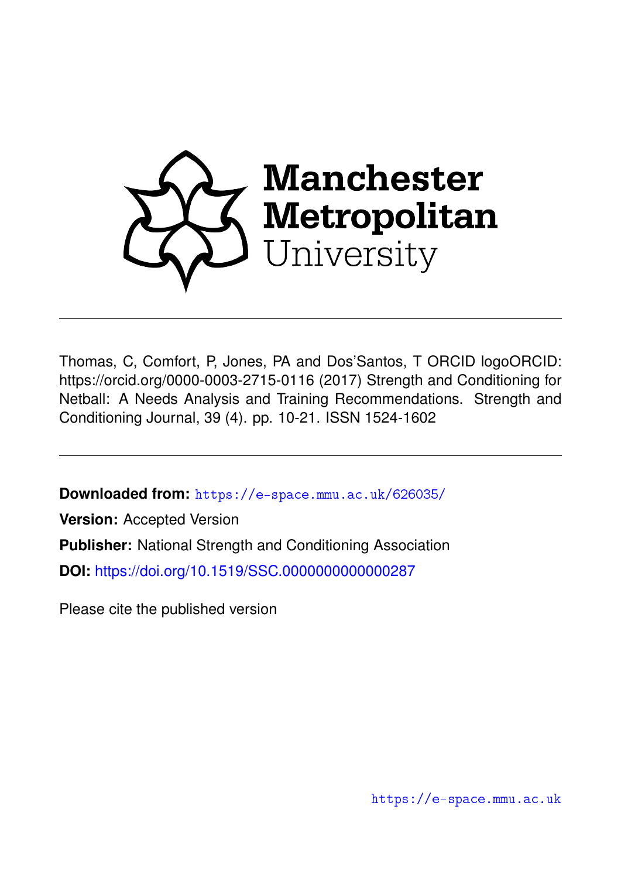Manchester Metropolitan University

---

Thomas, C, Comfort, P, Jones, PA and Dos'Santos, T ORCID logoORCID: https://orcid.org/0000-0003-2715-0116 (2017) Strength and Conditioning for Netball: A Needs Analysis and Training Recommendations. Strength and Conditioning Journal, 39 (4). pp. 10-21. ISSN 1524-1602

---

**Downloaded from:** https://e-space.mmu.ac.uk/626035/

**Version:** Accepted Version

**Publisher:** National Strength and Conditioning Association

**DOI:** https://doi.org/10.1519/SSC.0000000000000287

Please cite the published version

https://e-space.mmu.ac.uk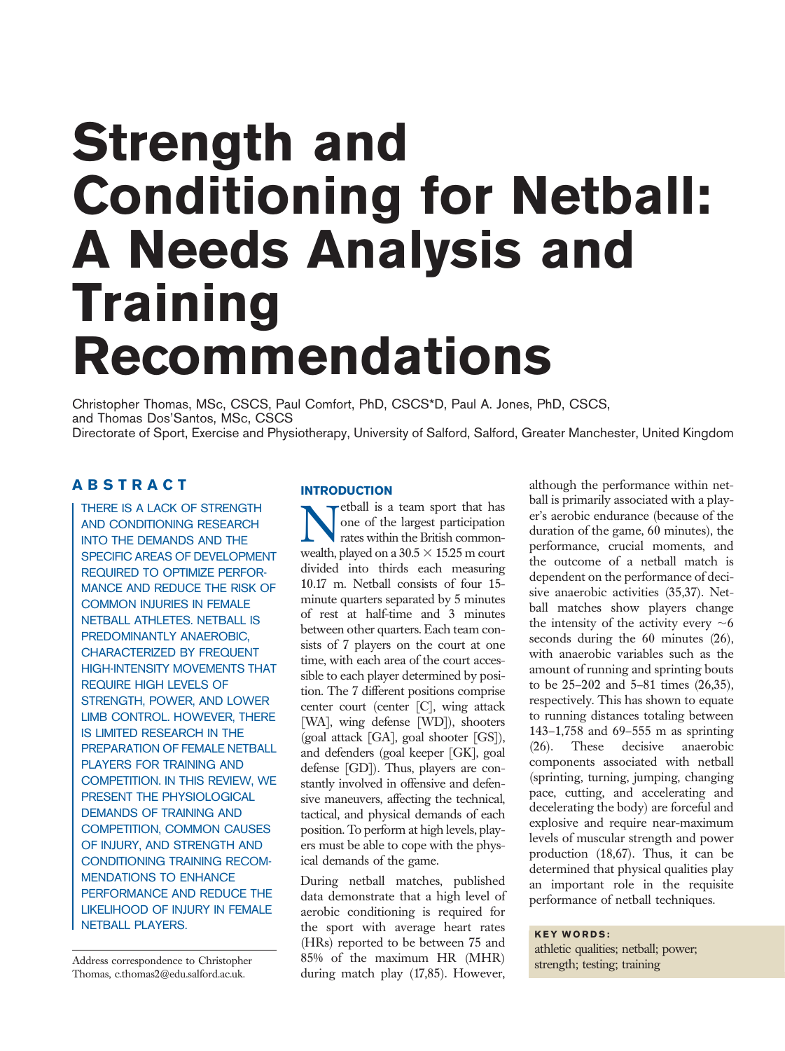# Strength and Conditioning for Netball: A Needs Analysis and Training Recommendations

Christopher Thomas, MSc, CSCS, Paul Comfort, PhD, CSCS*D, Paul A. Jones, PhD, CSCS, and Thomas Dos'Santos, MSc, CSCS

Directorate of Sport, Exercise and Physiotherapy, University of Salford, Salford, Greater Manchester, United Kingdom

## ABSTRACT

THERE IS A LACK OF STRENGTH AND CONDITIONING RESEARCH INTO THE DEMANDS AND THE SPECIFIC AREAS OF DEVELOPMENT REQUIRED TO OPTIMIZE PERFORMANCE AND REDUCE THE RISK OF COMMON INJURIES IN FEMALE NETBALL ATHLETES. NETBALL IS PREDOMINANTLY ANAEROBIC, CHARACTERIZED BY FREQUENT HIGH-INTENSITY MOVEMENTS THAT REQUIRE HIGH LEVELS OF STRENGTH, POWER, AND LOWER LIMB CONTROL. HOWEVER, THERE IS LIMITED RESEARCH IN THE PREPARATION OF FEMALE NETBALL PLAYERS FOR TRAINING AND COMPETITION. IN THIS REVIEW, WE PRESENT THE PHYSIOLOGICAL DEMANDS OF TRAINING AND COMPETITION, COMMON CAUSES OF INJURY, AND STRENGTH AND CONDITIONING TRAINING RECOMMENDATIONS TO ENHANCE PERFORMANCE AND REDUCE THE LIKELIHOOD OF INJURY IN FEMALE NETBALL PLAYERS.

Address correspondence to Christopher Thomas, c.thomas2@edu.salford.ac.uk.

## INTRODUCTION

Netball is a team sport that has one of the largest participation rates within the British commonwealth, played on a 30.5 × 15.25 m court divided into thirds each measuring 10.17 m. Netball consists of four 15-minute quarters separated by 5 minutes of rest at half-time and 3 minutes between other quarters. Each team consists of 7 players on the court at one time, with each area of the court accessible to each player determined by position. The 7 different positions comprise center court (center [C], wing attack [WA], wing defense [WD]), shooters (goal attack [GA], goal shooter [GS]), and defenders (goal keeper [GK], goal defense [GD]). Thus, players are constantly involved in offensive and defensive maneuvers, affecting the technical, tactical, and physical demands of each position. To perform at high levels, players must be able to cope with the physical demands of the game.

During netball matches, published data demonstrate that a high level of aerobic conditioning is required for the sport with average heart rates (HRs) reported to be between 75 and 85% of the maximum HR (MHR) during match play (17,85). However, although the performance within netball is primarily associated with a player's aerobic endurance (because of the duration of the game, 60 minutes), the performance, crucial moments, and the outcome of a netball match is dependent on the performance of decisive anaerobic activities (35,37). Netball matches show players change the intensity of the activity every ~6 seconds during the 60 minutes (26), with anaerobic variables such as the amount of running and sprinting bouts to be 25–202 and 5–81 times (26,35), respectively. This has shown to equate to running distances totaling between 143–1,758 and 69–555 m as sprinting (26). These decisive anaerobic components associated with netball (sprinting, turning, jumping, changing pace, cutting, and accelerating and decelerating the body) are forceful and explosive and require near-maximum levels of muscular strength and power production (18,67). Thus, it can be determined that physical qualities play an important role in the requisite performance of netball techniques.

**KEY WORDS:**

athletic qualities; netball; power; strength; testing; training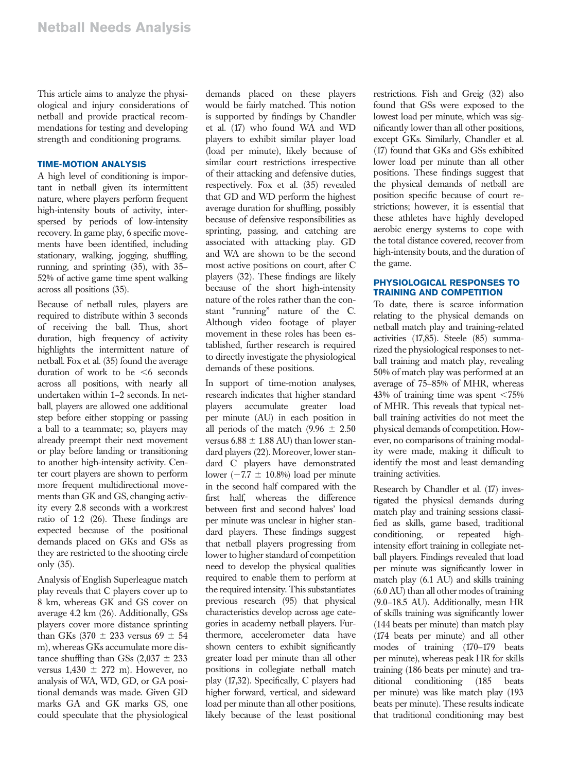This article aims to analyze the physiological and injury considerations of netball and provide practical recommendations for testing and developing strength and conditioning programs.

## TIME-MOTION ANALYSIS

A high level of conditioning is important in netball given its intermittent nature, where players perform frequent high-intensity bouts of activity, interspersed by periods of low-intensity recovery. In game play, 6 specific movements have been identified, including stationary, walking, jogging, shuffling, running, and sprinting (35), with 35–52% of active game time spent walking across all positions (35).

Because of netball rules, players are required to distribute within 3 seconds of receiving the ball. Thus, short duration, high frequency of activity highlights the intermittent nature of netball. Fox et al. (35) found the average duration of work to be <6 seconds across all positions, with nearly all undertaken within 1–2 seconds. In netball, players are allowed one additional step before either stopping or passing a ball to a teammate; so, players may already preempt their next movement or play before landing or transitioning to another high-intensity activity. Center court players are shown to perform more frequent multidirectional movements than GK and GS, changing activity every 2.8 seconds with a work:rest ratio of 1:2 (26). These findings are expected because of the positional demands placed on GKs and GSs as they are restricted to the shooting circle only (35).

Analysis of English Superleague match play reveals that C players cover up to 8 km, whereas GK and GS cover on average 4.2 km (26). Additionally, GSs players cover more distance sprinting than GKs (370 ± 233 versus 69 ± 54 m), whereas GKs accumulate more distance shuffling than GSs (2,037 ± 233 versus 1,430 ± 272 m). However, no analysis of WA, WD, GD, or GA positional demands was made. Given GD marks GA and GK marks GS, one could speculate that the physiological demands placed on these players would be fairly matched. This notion is supported by findings by Chandler et al. (17) who found WA and WD players to exhibit similar player load (load per minute), likely because of similar court restrictions irrespective of their attacking and defensive duties, respectively. Fox et al. (35) revealed that GD and WD perform the highest average duration for shuffling, possibly because of defensive responsibilities as sprinting, passing, and catching are associated with attacking play. GD and WA are shown to be the second most active positions on court, after C players (32). These findings are likely because of the short high-intensity nature of the roles rather than the constant "running" nature of the C. Although video footage of player movement in these roles has been established, further research is required to directly investigate the physiological demands of these positions.

In support of time-motion analyses, research indicates that higher standard players accumulate greater load per minute (AU) in each position in all periods of the match (9.96 ± 2.50 versus 6.88 ± 1.88 AU) than lower standard players (22). Moreover, lower standard C players have demonstrated lower (−7.7 ± 10.8%) load per minute in the second half compared with the first half, whereas the difference between first and second halves' load per minute was unclear in higher standard players. These findings suggest that netball players progressing from lower to higher standard of competition need to develop the physical qualities required to enable them to perform at the required intensity. This substantiates previous research (95) that physical characteristics develop across age categories in academy netball players. Furthermore, accelerometer data have shown centers to exhibit significantly greater load per minute than all other positions in collegiate netball match play (17,32). Specifically, C players had higher forward, vertical, and sideward load per minute than all other positions, likely because of the least positional restrictions. Fish and Greig (32) also found that GSs were exposed to the lowest load per minute, which was significantly lower than all other positions, except GKs. Similarly, Chandler et al. (17) found that GKs and GSs exhibited lower load per minute than all other positions. These findings suggest that the physical demands of netball are position specific because of court restrictions; however, it is essential that these athletes have highly developed aerobic energy systems to cope with the total distance covered, recover from high-intensity bouts, and the duration of the game.

## PHYSIOLOGICAL RESPONSES TO TRAINING AND COMPETITION

To date, there is scarce information relating to the physical demands on netball match play and training-related activities (17,85). Steele (85) summarized the physiological responses to netball training and match play, revealing 50% of match play was performed at an average of 75–85% of MHR, whereas 43% of training time was spent <75% of MHR. This reveals that typical netball training activities do not meet the physical demands of competition. However, no comparisons of training modality were made, making it difficult to identify the most and least demanding training activities.

Research by Chandler et al. (17) investigated the physical demands during match play and training sessions classified as skills, game based, traditional conditioning, or repeated high-intensity effort training in collegiate netball players. Findings revealed that load per minute was significantly lower in match play (6.1 AU) and skills training (6.0 AU) than all other modes of training (9.0–18.5 AU). Additionally, mean HR of skills training was significantly lower (144 beats per minute) than match play (174 beats per minute) and all other modes of training (170–179 beats per minute), whereas peak HR for skills training (186 beats per minute) and traditional conditioning (185 beats per minute) was like match play (193 beats per minute). These results indicate that traditional conditioning may best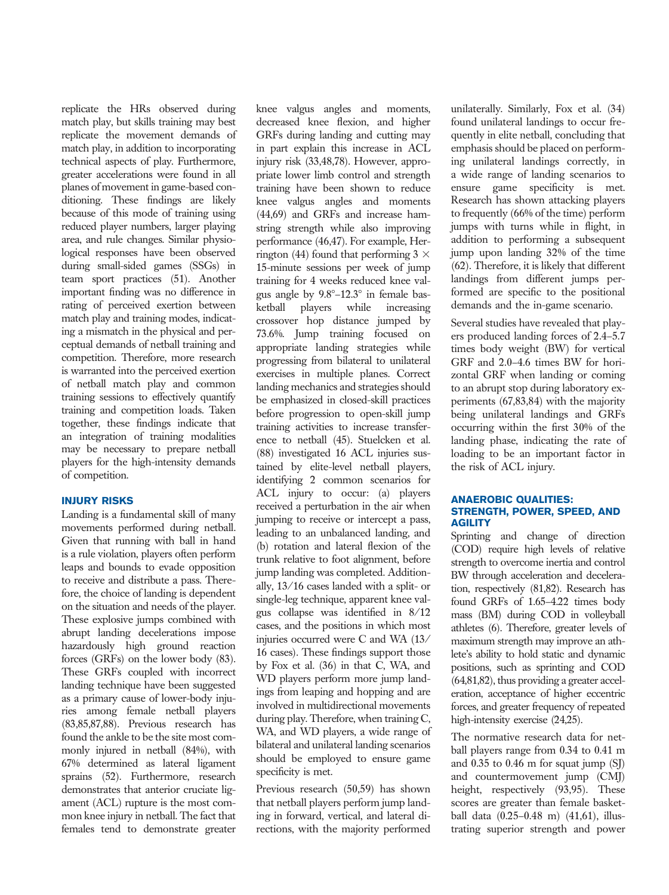replicate the HRs observed during match play, but skills training may best replicate the movement demands of match play, in addition to incorporating technical aspects of play. Furthermore, greater accelerations were found in all planes of movement in game-based conditioning. These findings are likely because of this mode of training using reduced player numbers, larger playing area, and rule changes. Similar physiological responses have been observed during small-sided games (SSGs) in team sport practices (51). Another important finding was no difference in rating of perceived exertion between match play and training modes, indicating a mismatch in the physical and perceptual demands of netball training and competition. Therefore, more research is warranted into the perceived exertion of netball match play and common training sessions to effectively quantify training and competition loads. Taken together, these findings indicate that an integration of training modalities may be necessary to prepare netball players for the high-intensity demands of competition.

## INJURY RISKS

Landing is a fundamental skill of many movements performed during netball. Given that running with ball in hand is a rule violation, players often perform leaps and bounds to evade opposition to receive and distribute a pass. Therefore, the choice of landing is dependent on the situation and needs of the player. These explosive jumps combined with abrupt landing decelerations impose hazardously high ground reaction forces (GRFs) on the lower body (83). These GRFs coupled with incorrect landing technique have been suggested as a primary cause of lower-body injuries among female netball players (83,85,87,88). Previous research has found the ankle to be the site most commonly injured in netball (84%), with 67% determined as lateral ligament sprains (52). Furthermore, research demonstrates that anterior cruciate ligament (ACL) rupture is the most common knee injury in netball. The fact that females tend to demonstrate greater knee valgus angles and moments, decreased knee flexion, and higher GRFs during landing and cutting may in part explain this increase in ACL injury risk (33,48,78). However, appropriate lower limb control and strength training have been shown to reduce knee valgus angles and moments (44,69) and GRFs and increase hamstring strength while also improving performance (46,47). For example, Herrington (44) found that performing 3 × 15-minute sessions per week of jump training for 4 weeks reduced knee valgus angle by 9.8°–12.3° in female basketball players while increasing crossover hop distance jumped by 73.6%. Jump training focused on appropriate landing strategies while progressing from bilateral to unilateral exercises in multiple planes. Correct landing mechanics and strategies should be emphasized in closed-skill practices before progression to open-skill jump training activities to increase transference to netball (45). Stuelcken et al. (88) investigated 16 ACL injuries sustained by elite-level netball players, identifying 2 common scenarios for ACL injury to occur: (a) players received a perturbation in the air when jumping to receive or intercept a pass, leading to an unbalanced landing, and (b) rotation and lateral flexion of the trunk relative to foot alignment, before jump landing was completed. Additionally, 13/16 cases landed with a split- or single-leg technique, apparent knee valgus collapse was identified in 8/12 cases, and the positions in which most injuries occurred were C and WA (13/16 cases). These findings support those by Fox et al. (36) in that C, WA, and WD players perform more jump landings from leaping and hopping and are involved in multidirectional movements during play. Therefore, when training C, WA, and WD players, a wide range of bilateral and unilateral landing scenarios should be employed to ensure game specificity is met.

Previous research (50,59) has shown that netball players perform jump landing in forward, vertical, and lateral directions, with the majority performed unilaterally. Similarly, Fox et al. (34) found unilateral landings to occur frequently in elite netball, concluding that emphasis should be placed on performing unilateral landings correctly, in a wide range of landing scenarios to ensure game specificity is met. Research has shown attacking players to frequently (66% of the time) perform jumps with turns while in flight, in addition to performing a subsequent jump upon landing 32% of the time (62). Therefore, it is likely that different landings from different jumps performed are specific to the positional demands and the in-game scenario.

Several studies have revealed that players produced landing forces of 2.4–5.7 times body weight (BW) for vertical GRF and 2.0–4.6 times BW for horizontal GRF when landing or coming to an abrupt stop during laboratory experiments (67,83,84) with the majority being unilateral landings and GRFs occurring within the first 30% of the landing phase, indicating the rate of loading to be an important factor in the risk of ACL injury.

## ANAEROBIC QUALITIES: STRENGTH, POWER, SPEED, AND AGILITY

Sprinting and change of direction (COD) require high levels of relative strength to overcome inertia and control BW through acceleration and deceleration, respectively (81,82). Research has found GRFs of 1.65–4.22 times body mass (BM) during COD in volleyball athletes (6). Therefore, greater levels of maximum strength may improve an athlete's ability to hold static and dynamic positions, such as sprinting and COD (64,81,82), thus providing a greater acceleration, acceptance of higher eccentric forces, and greater frequency of repeated high-intensity exercise (24,25).

The normative research data for netball players range from 0.34 to 0.41 m and 0.35 to 0.46 m for squat jump (SJ) and countermovement jump (CMJ) height, respectively (93,95). These scores are greater than female basketball data (0.25–0.48 m) (41,61), illustrating superior strength and power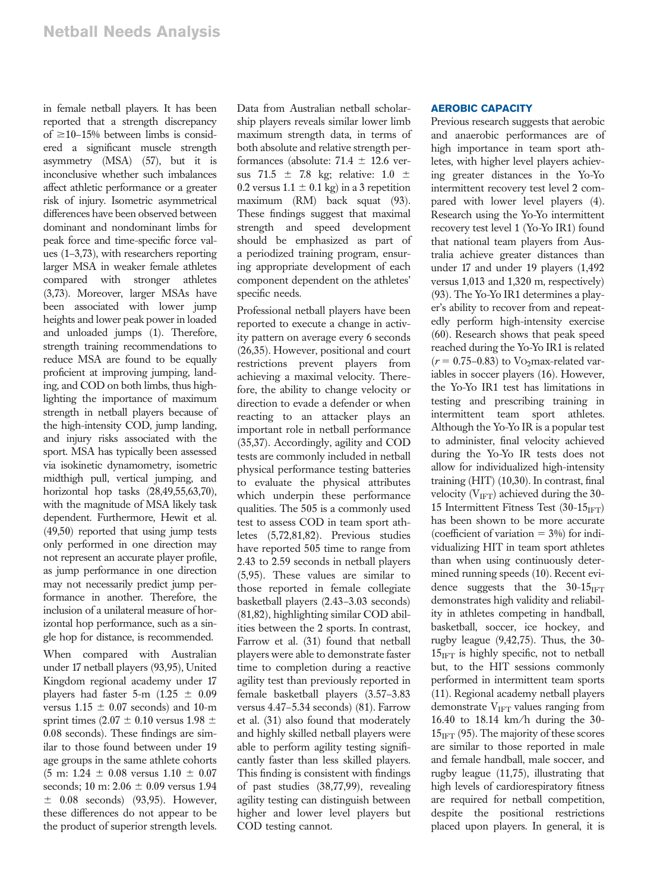in female netball players. It has been reported that a strength discrepancy of ≥10–15% between limbs is considered a significant muscle strength asymmetry (MSA) (57), but it is inconclusive whether such imbalances affect athletic performance or a greater risk of injury. Isometric asymmetrical differences have been observed between dominant and nondominant limbs for peak force and time-specific force values (1–3,73), with researchers reporting larger MSA in weaker female athletes compared with stronger athletes (3,73). Moreover, larger MSAs have been associated with lower jump heights and lower peak power in loaded and unloaded jumps (1). Therefore, strength training recommendations to reduce MSA are found to be equally proficient at improving jumping, landing, and COD on both limbs, thus highlighting the importance of maximum strength in netball players because of the high-intensity COD, jump landing, and injury risks associated with the sport. MSA has typically been assessed via isokinetic dynamometry, isometric midthigh pull, vertical jumping, and horizontal hop tasks (28,49,55,63,70), with the magnitude of MSA likely task dependent. Furthermore, Hewit et al. (49,50) reported that using jump tests only performed in one direction may not represent an accurate player profile, as jump performance in one direction may not necessarily predict jump performance in another. Therefore, the inclusion of a unilateral measure of horizontal hop performance, such as a single hop for distance, is recommended.

When compared with Australian under 17 netball players (93,95), United Kingdom regional academy under 17 players had faster 5-m (1.25 ± 0.09 versus 1.15 ± 0.07 seconds) and 10-m sprint times (2.07 ± 0.10 versus 1.98 ± 0.08 seconds). These findings are similar to those found between under 19 age groups in the same athlete cohorts (5 m: 1.24 ± 0.08 versus 1.10 ± 0.07 seconds; 10 m: 2.06 ± 0.09 versus 1.94 ± 0.08 seconds) (93,95). However, these differences do not appear to be the product of superior strength levels. Data from Australian netball scholarship players reveals similar lower limb maximum strength data, in terms of both absolute and relative strength performances (absolute: 71.4 ± 12.6 versus 71.5 ± 7.8 kg; relative: 1.0 ± 0.2 versus 1.1 ± 0.1 kg) in a 3 repetition maximum (RM) back squat (93). These findings suggest that maximal strength and speed development should be emphasized as part of a periodized training program, ensuring appropriate development of each component dependent on the athletes' specific needs.

Professional netball players have been reported to execute a change in activity pattern on average every 6 seconds (26,35). However, positional and court restrictions prevent players from achieving a maximal velocity. Therefore, the ability to change velocity or direction to evade a defender or when reacting to an attacker plays an important role in netball performance (35,37). Accordingly, agility and COD tests are commonly included in netball physical performance testing batteries to evaluate the physical attributes which underpin these performance qualities. The 505 is a commonly used test to assess COD in team sport athletes (5,72,81,82). Previous studies have reported 505 time to range from 2.43 to 2.59 seconds in netball players (5,95). These values are similar to those reported in female collegiate basketball players (2.43–3.03 seconds) (81,82), highlighting similar COD abilities between the 2 sports. In contrast, Farrow et al. (31) found that netball players were able to demonstrate faster time to completion during a reactive agility test than previously reported in female basketball players (3.57–3.83 versus 4.47–5.34 seconds) (81). Farrow et al. (31) also found that moderately and highly skilled netball players were able to perform agility testing significantly faster than less skilled players. This finding is consistent with findings of past studies (38,77,99), revealing agility testing can distinguish between higher and lower level players but COD testing cannot.

## AEROBIC CAPACITY

Previous research suggests that aerobic and anaerobic performances are of high importance in team sport athletes, with higher level players achieving greater distances in the Yo-Yo intermittent recovery test level 2 compared with lower level players (4). Research using the Yo-Yo intermittent recovery test level 1 (Yo-Yo IR1) found that national team players from Australia achieve greater distances than under 17 and under 19 players (1,492 versus 1,013 and 1,320 m, respectively) (93). The Yo-Yo IR1 determines a player's ability to recover from and repeatedly perform high-intensity exercise (60). Research shows that peak speed reached during the Yo-Yo IR1 is related ($r = 0.75$–$0.83$) to $\dot{V}O_2$max-related variables in soccer players (16). However, the Yo-Yo IR1 test has limitations in testing and prescribing training in intermittent team sport athletes. Although the Yo-Yo IR is a popular test to administer, final velocity achieved during the Yo-Yo IR tests does not allow for individualized high-intensity training (HIT) (10,30). In contrast, final velocity ($V_{IFT}$) achieved during the 30-15 Intermittent Fitness Test (30-$15_{IFT}$) has been shown to be more accurate (coefficient of variation = 3%) for individualizing HIT in team sport athletes than when using continuously determined running speeds (10). Recent evidence suggests that the 30-$15_{IFT}$ demonstrates high validity and reliability in athletes competing in handball, basketball, soccer, ice hockey, and rugby league (9,42,75). Thus, the 30-$15_{IFT}$ is highly specific, not to netball but, to the HIT sessions commonly performed in intermittent team sports (11). Regional academy netball players demonstrate $V_{IFT}$ values ranging from 16.40 to 18.14 km/h during the 30-$15_{IFT}$ (95). The majority of these scores are similar to those reported in male and female handball, male soccer, and rugby league (11,75), illustrating that high levels of cardiorespiratory fitness are required for netball competition, despite the positional restrictions placed upon players. In general, it is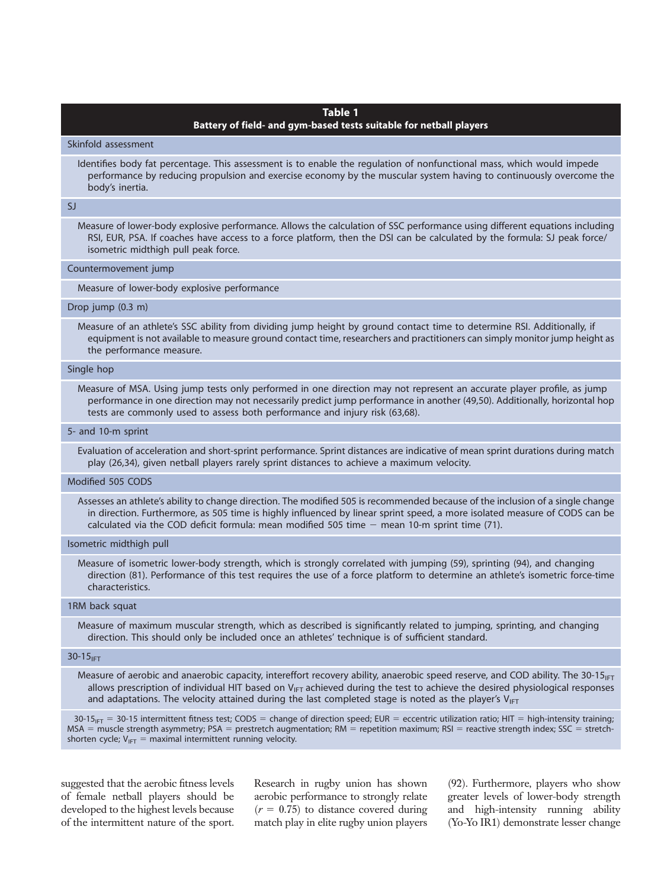**Table 1**
**Battery of field- and gym-based tests suitable for netball players**

| Test | Description |
|---|---|
| Skinfold assessment | Identifies body fat percentage. This assessment is to enable the regulation of nonfunctional mass, which would impede performance by reducing propulsion and exercise economy by the muscular system having to continuously overcome the body's inertia. |
| SJ | Measure of lower-body explosive performance. Allows the calculation of SSC performance using different equations including RSI, EUR, PSA. If coaches have access to a force platform, then the DSI can be calculated by the formula: SJ peak force/isometric midthigh pull peak force. |
| Countermovement jump | Measure of lower-body explosive performance |
| Drop jump (0.3 m) | Measure of an athlete's SSC ability from dividing jump height by ground contact time to determine RSI. Additionally, if equipment is not available to measure ground contact time, researchers and practitioners can simply monitor jump height as the performance measure. |
| Single hop | Measure of MSA. Using jump tests only performed in one direction may not represent an accurate player profile, as jump performance in one direction may not necessarily predict jump performance in another (49,50). Additionally, horizontal hop tests are commonly used to assess both performance and injury risk (63,68). |
| 5- and 10-m sprint | Evaluation of acceleration and short-sprint performance. Sprint distances are indicative of mean sprint durations during match play (26,34), given netball players rarely sprint distances to achieve a maximum velocity. |
| Modified 505 CODS | Assesses an athlete's ability to change direction. The modified 505 is recommended because of the inclusion of a single change in direction. Furthermore, as 505 time is highly influenced by linear sprint speed, a more isolated measure of CODS can be calculated via the COD deficit formula: mean modified 505 time − mean 10-m sprint time (71). |
| Isometric midthigh pull | Measure of isometric lower-body strength, which is strongly correlated with jumping (59), sprinting (94), and changing direction (81). Performance of this test requires the use of a force platform to determine an athlete's isometric force-time characteristics. |
| 1RM back squat | Measure of maximum muscular strength, which as described is significantly related to jumping, sprinting, and changing direction. This should only be included once an athletes' technique is of sufficient standard. |
| $30\text{-}15_{IFT}$ | Measure of aerobic and anaerobic capacity, intereffort recovery ability, anaerobic speed reserve, and COD ability. The $30\text{-}15_{IFT}$ allows prescription of individual HIT based on $V_{IFT}$ achieved during the test to achieve the desired physiological responses and adaptations. The velocity attained during the last completed stage is noted as the player's $V_{IFT}$ |

$30\text{-}15_{IFT}$ = 30-15 intermittent fitness test; CODS = change of direction speed; EUR = eccentric utilization ratio; HIT = high-intensity training; MSA = muscle strength asymmetry; PSA = prestretch augmentation; RM = repetition maximum; RSI = reactive strength index; SSC = stretch-shorten cycle; $V_{IFT}$ = maximal intermittent running velocity.

suggested that the aerobic fitness levels of female netball players should be developed to the highest levels because of the intermittent nature of the sport. Research in rugby union has shown aerobic performance to strongly relate ($r = 0.75$) to distance covered during match play in elite rugby union players (92). Furthermore, players who show greater levels of lower-body strength and high-intensity running ability (Yo-Yo IR1) demonstrate lesser change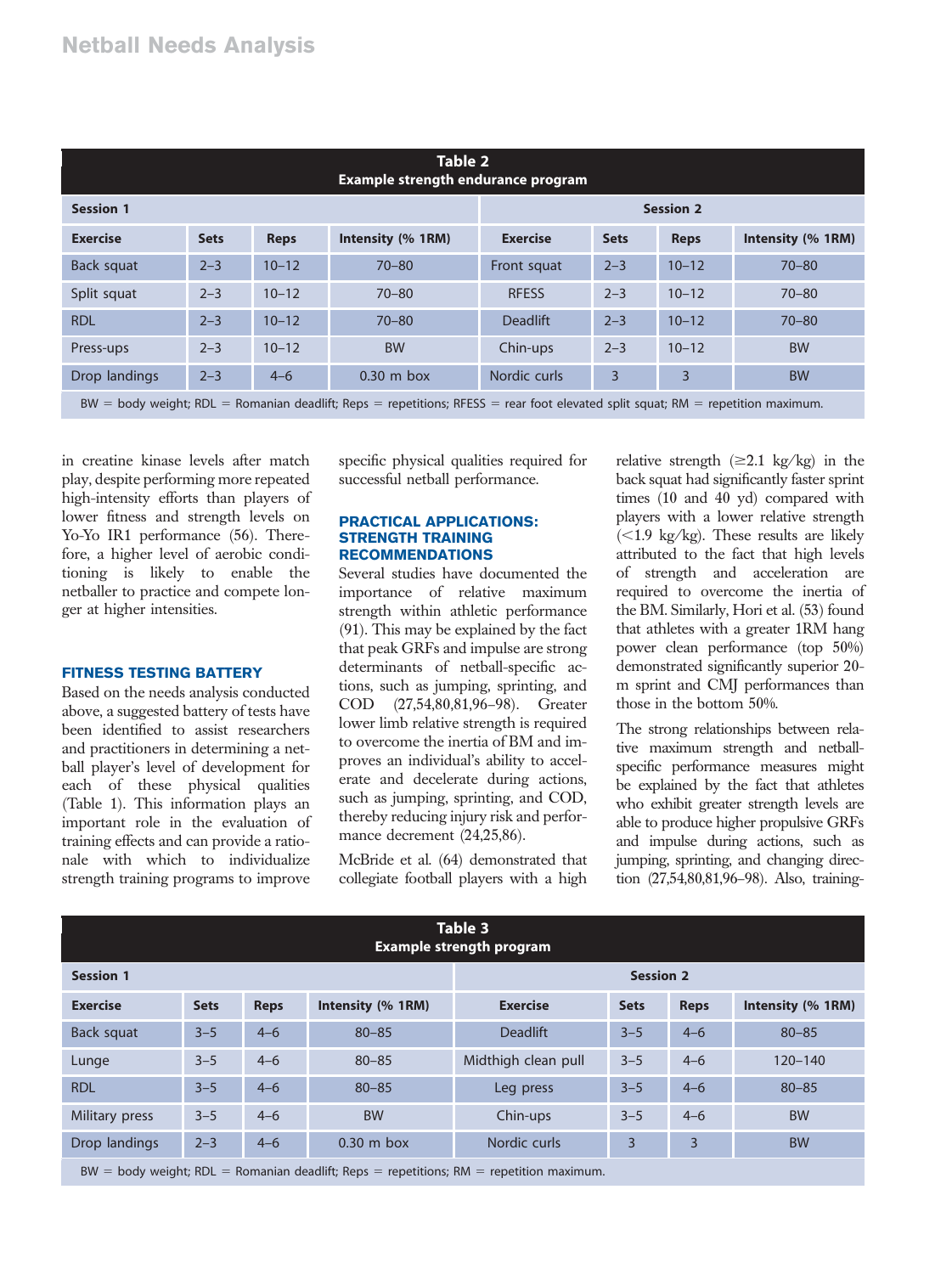**Table 2**
**Example strength endurance program**

| Session 1 | | | | Session 2 | | | |
|---|---|---|---|---|---|---|---|
| Exercise | Sets | Reps | Intensity (% 1RM) | Exercise | Sets | Reps | Intensity (% 1RM) |
| Back squat | 2–3 | 10–12 | 70–80 | Front squat | 2–3 | 10–12 | 70–80 |
| Split squat | 2–3 | 10–12 | 70–80 | RFESS | 2–3 | 10–12 | 70–80 |
| RDL | 2–3 | 10–12 | 70–80 | Deadlift | 2–3 | 10–12 | 70–80 |
| Press-ups | 2–3 | 10–12 | BW | Chin-ups | 2–3 | 10–12 | BW |
| Drop landings | 2–3 | 4–6 | 0.30 m box | Nordic curls | 3 | 3 | BW |

BW = body weight; RDL = Romanian deadlift; Reps = repetitions; RFESS = rear foot elevated split squat; RM = repetition maximum.

in creatine kinase levels after match play, despite performing more repeated high-intensity efforts than players of lower fitness and strength levels on Yo-Yo IR1 performance (56). Therefore, a higher level of aerobic conditioning is likely to enable the netballer to practice and compete longer at higher intensities.

## FITNESS TESTING BATTERY

Based on the needs analysis conducted above, a suggested battery of tests have been identified to assist researchers and practitioners in determining a netball player's level of development for each of these physical qualities (Table 1). This information plays an important role in the evaluation of training effects and can provide a rationale with which to individualize strength training programs to improve specific physical qualities required for successful netball performance.

## PRACTICAL APPLICATIONS: STRENGTH TRAINING RECOMMENDATIONS

Several studies have documented the importance of relative maximum strength within athletic performance (91). This may be explained by the fact that peak GRFs and impulse are strong determinants of netball-specific actions, such as jumping, sprinting, and COD (27,54,80,81,96–98). Greater lower limb relative strength is required to overcome the inertia of BM and improves an individual's ability to accelerate and decelerate during actions, such as jumping, sprinting, and COD, thereby reducing injury risk and performance decrement (24,25,86).

McBride et al. (64) demonstrated that collegiate football players with a high relative strength ($\geq$2.1 kg/kg) in the back squat had significantly faster sprint times (10 and 40 yd) compared with players with a lower relative strength ($<$1.9 kg/kg). These results are likely attributed to the fact that high levels of strength and acceleration are required to overcome the inertia of the BM. Similarly, Hori et al. (53) found that athletes with a greater 1RM hang power clean performance (top 50%) demonstrated significantly superior 20-m sprint and CMJ performances than those in the bottom 50%.

The strong relationships between relative maximum strength and netball-specific performance measures might be explained by the fact that athletes who exhibit greater strength levels are able to produce higher propulsive GRFs and impulse during actions, such as jumping, sprinting, and changing direction (27,54,80,81,96–98). Also, training-

**Table 3**
**Example strength program**

| Session 1 | | | | Session 2 | | | |
|---|---|---|---|---|---|---|---|
| Exercise | Sets | Reps | Intensity (% 1RM) | Exercise | Sets | Reps | Intensity (% 1RM) |
| Back squat | 3–5 | 4–6 | 80–85 | Deadlift | 3–5 | 4–6 | 80–85 |
| Lunge | 3–5 | 4–6 | 80–85 | Midthigh clean pull | 3–5 | 4–6 | 120–140 |
| RDL | 3–5 | 4–6 | 80–85 | Leg press | 3–5 | 4–6 | 80–85 |
| Military press | 3–5 | 4–6 | BW | Chin-ups | 3–5 | 4–6 | BW |
| Drop landings | 2–3 | 4–6 | 0.30 m box | Nordic curls | 3 | 3 | BW |

BW = body weight; RDL = Romanian deadlift; Reps = repetitions; RM = repetition maximum.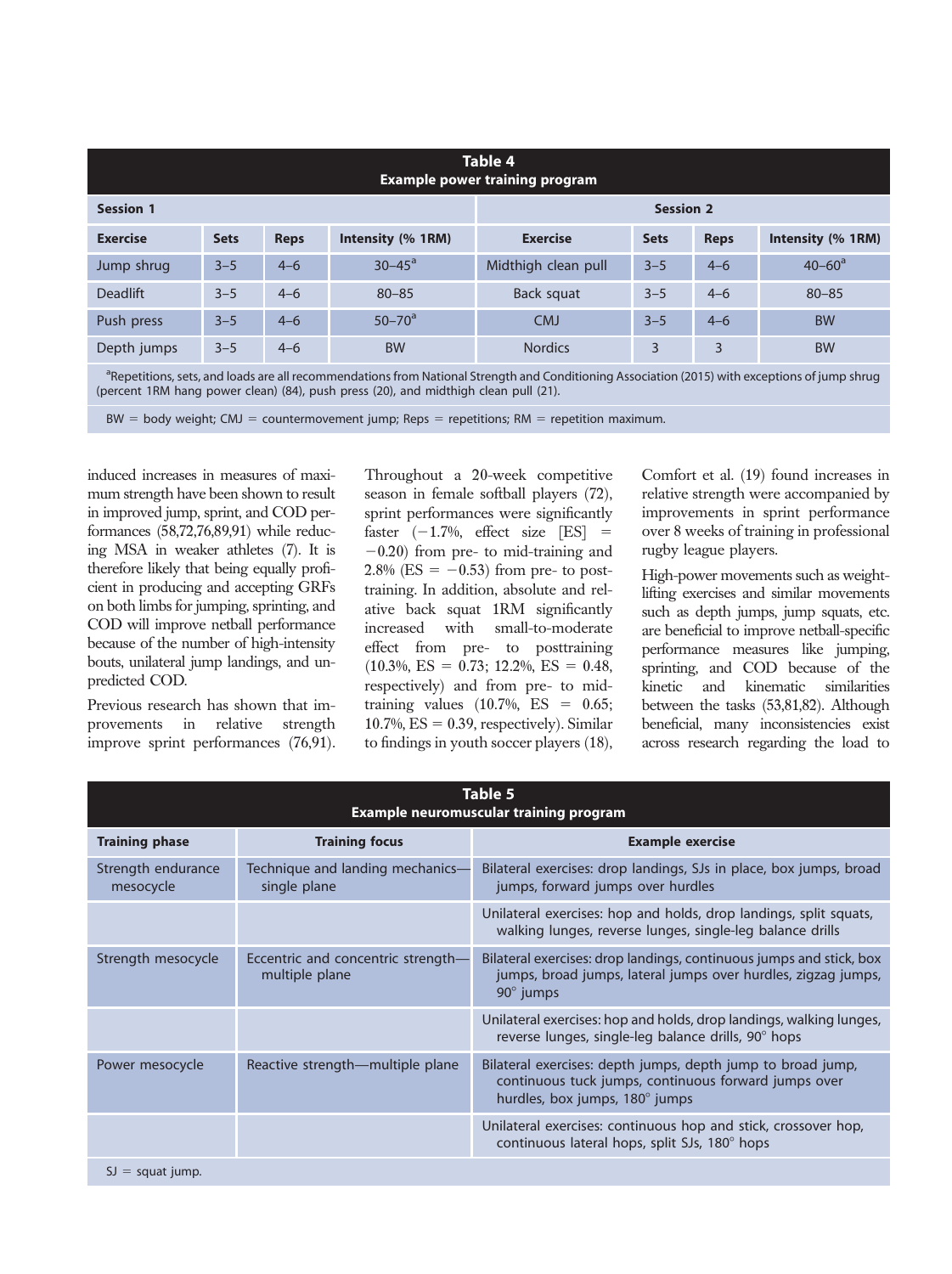**Table 4**
**Example power training program**

| Session 1 | | | | Session 2 | | | |
|---|---|---|---|---|---|---|---|
| Exercise | Sets | Reps | Intensity (% 1RM) | Exercise | Sets | Reps | Intensity (% 1RM) |
| Jump shrug | 3–5 | 4–6 | 30–45[a] | Midthigh clean pull | 3–5 | 4–6 | 40–60[a] |
| Deadlift | 3–5 | 4–6 | 80–85 | Back squat | 3–5 | 4–6 | 80–85 |
| Push press | 3–5 | 4–6 | 50–70[a] | CMJ | 3–5 | 4–6 | BW |
| Depth jumps | 3–5 | 4–6 | BW | Nordics | 3 | 3 | BW |

[a]Repetitions, sets, and loads are all recommendations from National Strength and Conditioning Association (2015) with exceptions of jump shrug (percent 1RM hang power clean) (84), push press (20), and midthigh clean pull (21).

BW = body weight; CMJ = countermovement jump; Reps = repetitions; RM = repetition maximum.

induced increases in measures of maximum strength have been shown to result in improved jump, sprint, and COD performances (58,72,76,89,91) while reducing MSA in weaker athletes (7). It is therefore likely that being equally proficient in producing and accepting GRFs on both limbs for jumping, sprinting, and COD will improve netball performance because of the number of high-intensity bouts, unilateral jump landings, and unpredicted COD.

Previous research has shown that improvements in relative strength improve sprint performances (76,91). Throughout a 20-week competitive season in female softball players (72), sprint performances were significantly faster (−1.7%, effect size [ES] = −0.20) from pre- to mid-training and 2.8% (ES = −0.53) from pre- to post-training. In addition, absolute and relative back squat 1RM significantly increased with small-to-moderate effect from pre- to posttraining (10.3%, ES = 0.73; 12.2%, ES = 0.48, respectively) and from pre- to mid-training values (10.7%, ES = 0.65; 10.7%, ES = 0.39, respectively). Similar to findings in youth soccer players (18), Comfort et al. (19) found increases in relative strength were accompanied by improvements in sprint performance over 8 weeks of training in professional rugby league players.

High-power movements such as weightlifting exercises and similar movements such as depth jumps, jump squats, etc. are beneficial to improve netball-specific performance measures like jumping, sprinting, and COD because of the kinetic and kinematic similarities between the tasks (53,81,82). Although beneficial, many inconsistencies exist across research regarding the load to

**Table 5**
**Example neuromuscular training program**

| Training phase | Training focus | Example exercise |
|---|---|---|
| Strength endurance mesocycle | Technique and landing mechanics—single plane | Bilateral exercises: drop landings, SJs in place, box jumps, broad jumps, forward jumps over hurdles |
| | | Unilateral exercises: hop and holds, drop landings, split squats, walking lunges, reverse lunges, single-leg balance drills |
| Strength mesocycle | Eccentric and concentric strength—multiple plane | Bilateral exercises: drop landings, continuous jumps and stick, box jumps, broad jumps, lateral jumps over hurdles, zigzag jumps, 90° jumps |
| | | Unilateral exercises: hop and holds, drop landings, walking lunges, reverse lunges, single-leg balance drills, 90° hops |
| Power mesocycle | Reactive strength—multiple plane | Bilateral exercises: depth jumps, depth jump to broad jump, continuous tuck jumps, continuous forward jumps over hurdles, box jumps, 180° jumps |
| | | Unilateral exercises: continuous hop and stick, crossover hop, continuous lateral hops, split SJs, 180° hops |

SJ = squat jump.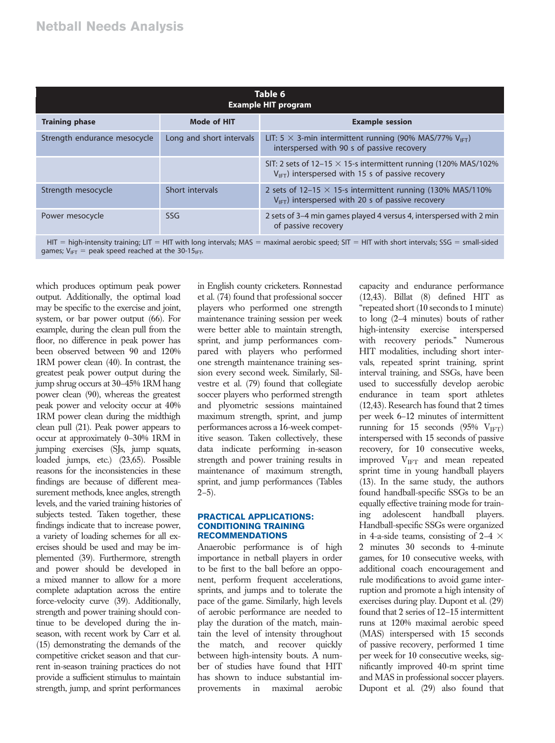| Table 6<br>Example HIT program | | |
|---|---|---|
| **Training phase** | **Mode of HIT** | **Example session** |
| Strength endurance mesocycle | Long and short intervals | LIT: 5 × 3-min intermittent running (90% MAS/77% $V_{IFT}$) interspersed with 90 s of passive recovery |
| | | SIT: 2 sets of 12–15 × 15-s intermittent running (120% MAS/102% $V_{IFT}$) interspersed with 15 s of passive recovery |
| Strength mesocycle | Short intervals | 2 sets of 12–15 × 15-s intermittent running (130% MAS/110% $V_{IFT}$) interspersed with 20 s of passive recovery |
| Power mesocycle | SSG | 2 sets of 3–4 min games played 4 versus 4, interspersed with 2 min of passive recovery |

HIT = high-intensity training; LIT = HIT with long intervals; MAS = maximal aerobic speed; SIT = HIT with short intervals; SSG = small-sided games; $V_{IFT}$ = peak speed reached at the 30-15$_{IFT}$.

which produces optimum peak power output. Additionally, the optimal load may be specific to the exercise and joint, system, or bar power output (66). For example, during the clean pull from the floor, no difference in peak power has been observed between 90 and 120% 1RM power clean (40). In contrast, the greatest peak power output during the jump shrug occurs at 30–45% 1RM hang power clean (90), whereas the greatest peak power and velocity occur at 40% 1RM power clean during the midthigh clean pull (21). Peak power appears to occur at approximately 0–30% 1RM in jumping exercises (SJs, jump squats, loaded jumps, etc.) (23,65). Possible reasons for the inconsistencies in these findings are because of different measurement methods, knee angles, strength levels, and the varied training histories of subjects tested. Taken together, these findings indicate that to increase power, a variety of loading schemes for all exercises should be used and may be implemented (39). Furthermore, strength and power should be developed in a mixed manner to allow for a more complete adaptation across the entire force-velocity curve (39). Additionally, strength and power training should continue to be developed during the in-season, with recent work by Carr et al. (15) demonstrating the demands of the competitive cricket season and that current in-season training practices do not provide a sufficient stimulus to maintain strength, jump, and sprint performances in English county cricketers. Rønnestad et al. (74) found that professional soccer players who performed one strength maintenance training session per week were better able to maintain strength, sprint, and jump performances compared with players who performed one strength maintenance training session every second week. Similarly, Silvestre et al. (79) found that collegiate soccer players who performed strength and plyometric sessions maintained maximum strength, sprint, and jump performances across a 16-week competitive season. Taken collectively, these data indicate performing in-season strength and power training results in maintenance of maximum strength, sprint, and jump performances (Tables 2–5).

## PRACTICAL APPLICATIONS: CONDITIONING TRAINING RECOMMENDATIONS

Anaerobic performance is of high importance in netball players in order to be first to the ball before an opponent, perform frequent accelerations, sprints, and jumps and to tolerate the pace of the game. Similarly, high levels of aerobic performance are needed to play the duration of the match, maintain the level of intensity throughout the match, and recover quickly between high-intensity bouts. A number of studies have found that HIT has shown to induce substantial improvements in maximal aerobic capacity and endurance performance (12,43). Billat (8) defined HIT as "repeated short (10 seconds to 1 minute) to long (2–4 minutes) bouts of rather high-intensity exercise interspersed with recovery periods." Numerous HIT modalities, including short intervals, repeated sprint training, sprint interval training, and SSGs, have been used to successfully develop aerobic endurance in team sport athletes (12,43). Research has found that 2 times per week 6–12 minutes of intermittent running for 15 seconds (95% $V_{IFT}$) interspersed with 15 seconds of passive recovery, for 10 consecutive weeks, improved $V_{IFT}$ and mean repeated sprint time in young handball players (13). In the same study, the authors found handball-specific SSGs to be an equally effective training mode for training adolescent handball players. Handball-specific SSGs were organized in 4-a-side teams, consisting of 2–4 × 2 minutes 30 seconds to 4-minute games, for 10 consecutive weeks, with additional coach encouragement and rule modifications to avoid game interruption and promote a high intensity of exercises during play. Dupont et al. (29) found that 2 series of 12–15 intermittent runs at 120% maximal aerobic speed (MAS) interspersed with 15 seconds of passive recovery, performed 1 time per week for 10 consecutive weeks, significantly improved 40-m sprint time and MAS in professional soccer players. Dupont et al. (29) also found that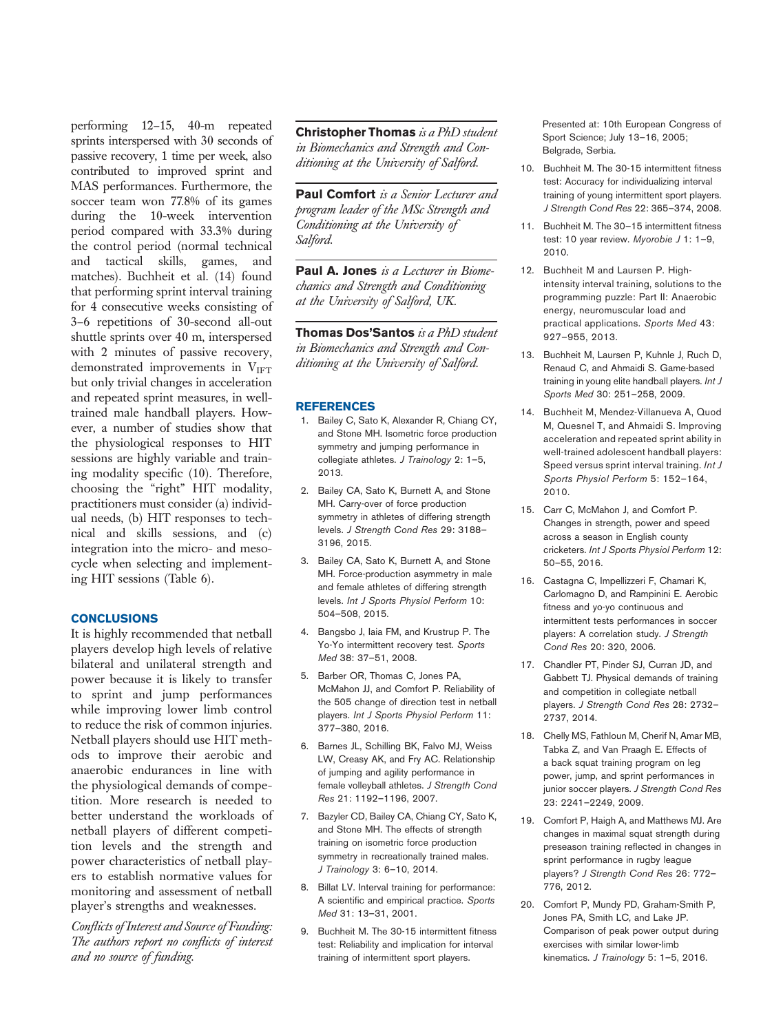performing 12–15, 40-m repeated sprints interspersed with 30 seconds of passive recovery, 1 time per week, also contributed to improved sprint and MAS performances. Furthermore, the soccer team won 77.8% of its games during the 10-week intervention period compared with 33.3% during the control period (normal technical and tactical skills, games, and matches). Buchheit et al. (14) found that performing sprint interval training for 4 consecutive weeks consisting of 3–6 repetitions of 30-second all-out shuttle sprints over 40 m, interspersed with 2 minutes of passive recovery, demonstrated improvements in $V_{IFT}$ but only trivial changes in acceleration and repeated sprint measures, in well-trained male handball players. However, a number of studies show that the physiological responses to HIT sessions are highly variable and training modality specific (10). Therefore, choosing the "right" HIT modality, practitioners must consider (a) individual needs, (b) HIT responses to technical and skills sessions, and (c) integration into the micro- and mesocycle when selecting and implementing HIT sessions (Table 6).

## CONCLUSIONS

It is highly recommended that netball players develop high levels of relative bilateral and unilateral strength and power because it is likely to transfer to sprint and jump performances while improving lower limb control to reduce the risk of common injuries. Netball players should use HIT methods to improve their aerobic and anaerobic endurances in line with the physiological demands of competition. More research is needed to better understand the workloads of netball players of different competition levels and the strength and power characteristics of netball players to establish normative values for monitoring and assessment of netball player's strengths and weaknesses.

*Conflicts of Interest and Source of Funding: The authors report no conflicts of interest and no source of funding.*

**Christopher Thomas** *is a PhD student in Biomechanics and Strength and Conditioning at the University of Salford.*

**Paul Comfort** *is a Senior Lecturer and program leader of the MSc Strength and Conditioning at the University of Salford.*

**Paul A. Jones** *is a Lecturer in Biomechanics and Strength and Conditioning at the University of Salford, UK.*

**Thomas Dos'Santos** *is a PhD student in Biomechanics and Strength and Conditioning at the University of Salford.*

## REFERENCES

1. Bailey C, Sato K, Alexander R, Chiang CY, and Stone MH. Isometric force production symmetry and jumping performance in collegiate athletes. *J Trainology* 2: 1–5, 2013.
2. Bailey CA, Sato K, Burnett A, and Stone MH. Carry-over of force production symmetry in athletes of differing strength levels. *J Strength Cond Res* 29: 3188–3196, 2015.
3. Bailey CA, Sato K, Burnett A, and Stone MH. Force-production asymmetry in male and female athletes of differing strength levels. *Int J Sports Physiol Perform* 10: 504–508, 2015.
4. Bangsbo J, Iaia FM, and Krustrup P. The Yo-Yo intermittent recovery test. *Sports Med* 38: 37–51, 2008.
5. Barber OR, Thomas C, Jones PA, McMahon JJ, and Comfort P. Reliability of the 505 change of direction test in netball players. *Int J Sports Physiol Perform* 11: 377–380, 2016.
6. Barnes JL, Schilling BK, Falvo MJ, Weiss LW, Creasy AK, and Fry AC. Relationship of jumping and agility performance in female volleyball athletes. *J Strength Cond Res* 21: 1192–1196, 2007.
7. Bazyler CD, Bailey CA, Chiang CY, Sato K, and Stone MH. The effects of strength training on isometric force production symmetry in recreationally trained males. *J Trainology* 3: 6–10, 2014.
8. Billat LV. Interval training for performance: A scientific and empirical practice. *Sports Med* 31: 13–31, 2001.
9. Buchheit M. The 30-15 intermittent fitness test: Reliability and implication for interval training of intermittent sport players. Presented at: 10th European Congress of Sport Science; July 13–16, 2005; Belgrade, Serbia.
10. Buchheit M. The 30-15 intermittent fitness test: Accuracy for individualizing interval training of young intermittent sport players. *J Strength Cond Res* 22: 365–374, 2008.
11. Buchheit M. The 30–15 intermittent fitness test: 10 year review. *Myorobie J* 1: 1–9, 2010.
12. Buchheit M and Laursen P. High-intensity interval training, solutions to the programming puzzle: Part II: Anaerobic energy, neuromuscular load and practical applications. *Sports Med* 43: 927–955, 2013.
13. Buchheit M, Laursen P, Kuhnle J, Ruch D, Renaud C, and Ahmaidi S. Game-based training in young elite handball players. *Int J Sports Med* 30: 251–258, 2009.
14. Buchheit M, Mendez-Villanueva A, Quod M, Quesnel T, and Ahmaidi S. Improving acceleration and repeated sprint ability in well-trained adolescent handball players: Speed versus sprint interval training. *Int J Sports Physiol Perform* 5: 152–164, 2010.
15. Carr C, McMahon J, and Comfort P. Changes in strength, power and speed across a season in English county cricketers. *Int J Sports Physiol Perform* 12: 50–55, 2016.
16. Castagna C, Impellizzeri F, Chamari K, Carlomagno D, and Rampinini E. Aerobic fitness and yo-yo continuous and intermittent tests performances in soccer players: A correlation study. *J Strength Cond Res* 20: 320, 2006.
17. Chandler PT, Pinder SJ, Curran JD, and Gabbett TJ. Physical demands of training and competition in collegiate netball players. *J Strength Cond Res* 28: 2732–2737, 2014.
18. Chelly MS, Fathloun M, Cherif N, Amar MB, Tabka Z, and Van Praagh E. Effects of a back squat training program on leg power, jump, and sprint performances in junior soccer players. *J Strength Cond Res* 23: 2241–2249, 2009.
19. Comfort P, Haigh A, and Matthews MJ. Are changes in maximal squat strength during preseason training reflected in changes in sprint performance in rugby league players? *J Strength Cond Res* 26: 772–776, 2012.
20. Comfort P, Mundy PD, Graham-Smith P, Jones PA, Smith LC, and Lake JP. Comparison of peak power output during exercises with similar lower-limb kinematics. *J Trainology* 5: 1–5, 2016.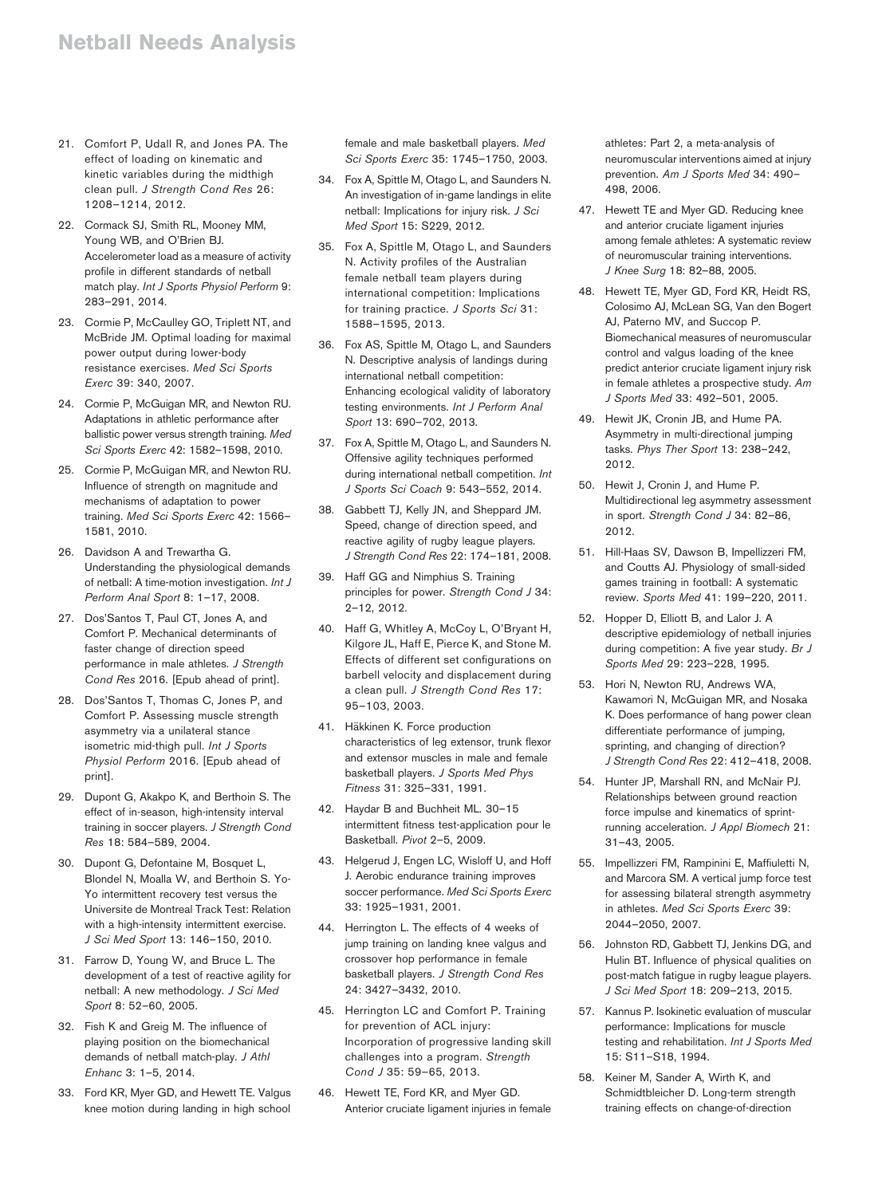21. Comfort P, Udall R, and Jones PA. The effect of loading on kinematic and kinetic variables during the midthigh clean pull. *J Strength Cond Res* 26: 1208–1214, 2012.
22. Cormack SJ, Smith RL, Mooney MM, Young WB, and O'Brien BJ. Accelerometer load as a measure of activity profile in different standards of netball match play. *Int J Sports Physiol Perform* 9: 283–291, 2014.
23. Cormie P, McCaulley GO, Triplett NT, and McBride JM. Optimal loading for maximal power output during lower-body resistance exercises. *Med Sci Sports Exerc* 39: 340, 2007.
24. Cormie P, McGuigan MR, and Newton RU. Adaptations in athletic performance after ballistic power versus strength training. *Med Sci Sports Exerc* 42: 1582–1598, 2010.
25. Cormie P, McGuigan MR, and Newton RU. Influence of strength on magnitude and mechanisms of adaptation to power training. *Med Sci Sports Exerc* 42: 1566–1581, 2010.
26. Davidson A and Trewartha G. Understanding the physiological demands of netball: A time-motion investigation. *Int J Perform Anal Sport* 8: 1–17, 2008.
27. Dos'Santos T, Paul CT, Jones A, and Comfort P. Mechanical determinants of faster change of direction speed performance in male athletes. *J Strength Cond Res* 2016. [Epub ahead of print].
28. Dos'Santos T, Thomas C, Jones P, and Comfort P. Assessing muscle strength asymmetry via a unilateral stance isometric mid-thigh pull. *Int J Sports Physiol Perform* 2016. [Epub ahead of print].
29. Dupont G, Akakpo K, and Berthoin S. The effect of in-season, high-intensity interval training in soccer players. *J Strength Cond Res* 18: 584–589, 2004.
30. Dupont G, Defontaine M, Bosquet L, Blondel N, Moalla W, and Berthoin S. Yo-Yo intermittent recovery test versus the Universite de Montreal Track Test: Relation with a high-intensity intermittent exercise. *J Sci Med Sport* 13: 146–150, 2010.
31. Farrow D, Young W, and Bruce L. The development of a test of reactive agility for netball: A new methodology. *J Sci Med Sport* 8: 52–60, 2005.
32. Fish K and Greig M. The influence of playing position on the biomechanical demands of netball match-play. *J Athl Enhanc* 3: 1–5, 2014.
33. Ford KR, Myer GD, and Hewett TE. Valgus knee motion during landing in high school female and male basketball players. *Med Sci Sports Exerc* 35: 1745–1750, 2003.
34. Fox A, Spittle M, Otago L, and Saunders N. An investigation of in-game landings in elite netball: Implications for injury risk. *J Sci Med Sport* 15: S229, 2012.
35. Fox A, Spittle M, Otago L, and Saunders N. Activity profiles of the Australian female netball team players during international competition: Implications for training practice. *J Sports Sci* 31: 1588–1595, 2013.
36. Fox AS, Spittle M, Otago L, and Saunders N. Descriptive analysis of landings during international netball competition: Enhancing ecological validity of laboratory testing environments. *Int J Perform Anal Sport* 13: 690–702, 2013.
37. Fox A, Spittle M, Otago L, and Saunders N. Offensive agility techniques performed during international netball competition. *Int J Sports Sci Coach* 9: 543–552, 2014.
38. Gabbett TJ, Kelly JN, and Sheppard JM. Speed, change of direction speed, and reactive agility of rugby league players. *J Strength Cond Res* 22: 174–181, 2008.
39. Haff GG and Nimphius S. Training principles for power. *Strength Cond J* 34: 2–12, 2012.
40. Haff G, Whitley A, McCoy L, O'Bryant H, Kilgore JL, Haff E, Pierce K, and Stone M. Effects of different set configurations on barbell velocity and displacement during a clean pull. *J Strength Cond Res* 17: 95–103, 2003.
41. Häkkinen K. Force production characteristics of leg extensor, trunk flexor and extensor muscles in male and female basketball players. *J Sports Med Phys Fitness* 31: 325–331, 1991.
42. Haydar B and Buchheit ML. 30–15 intermittent fitness test-application pour le Basketball. *Pivot* 2–5, 2009.
43. Helgerud J, Engen LC, Wisloff U, and Hoff J. Aerobic endurance training improves soccer performance. *Med Sci Sports Exerc* 33: 1925–1931, 2001.
44. Herrington L. The effects of 4 weeks of jump training on landing knee valgus and crossover hop performance in female basketball players. *J Strength Cond Res* 24: 3427–3432, 2010.
45. Herrington LC and Comfort P. Training for prevention of ACL injury: Incorporation of progressive landing skill challenges into a program. *Strength Cond J* 35: 59–65, 2013.
46. Hewett TE, Ford KR, and Myer GD. Anterior cruciate ligament injuries in female athletes: Part 2, a meta-analysis of neuromuscular interventions aimed at injury prevention. *Am J Sports Med* 34: 490–498, 2006.
47. Hewett TE and Myer GD. Reducing knee and anterior cruciate ligament injuries among female athletes: A systematic review of neuromuscular training interventions. *J Knee Surg* 18: 82–88, 2005.
48. Hewett TE, Myer GD, Ford KR, Heidt RS, Colosimo AJ, McLean SG, Van den Bogert AJ, Paterno MV, and Succop P. Biomechanical measures of neuromuscular control and valgus loading of the knee predict anterior cruciate ligament injury risk in female athletes a prospective study. *Am J Sports Med* 33: 492–501, 2005.
49. Hewit JK, Cronin JB, and Hume PA. Asymmetry in multi-directional jumping tasks. *Phys Ther Sport* 13: 238–242, 2012.
50. Hewit J, Cronin J, and Hume P. Multidirectional leg asymmetry assessment in sport. *Strength Cond J* 34: 82–86, 2012.
51. Hill-Haas SV, Dawson B, Impellizzeri FM, and Coutts AJ. Physiology of small-sided games training in football: A systematic review. *Sports Med* 41: 199–220, 2011.
52. Hopper D, Elliott B, and Lalor J. A descriptive epidemiology of netball injuries during competition: A five year study. *Br J Sports Med* 29: 223–228, 1995.
53. Hori N, Newton RU, Andrews WA, Kawamori N, McGuigan MR, and Nosaka K. Does performance of hang power clean differentiate performance of jumping, sprinting, and changing of direction? *J Strength Cond Res* 22: 412–418, 2008.
54. Hunter JP, Marshall RN, and McNair PJ. Relationships between ground reaction force impulse and kinematics of sprint-running acceleration. *J Appl Biomech* 21: 31–43, 2005.
55. Impellizzeri FM, Rampinini E, Maffiuletti N, and Marcora SM. A vertical jump force test for assessing bilateral strength asymmetry in athletes. *Med Sci Sports Exerc* 39: 2044–2050, 2007.
56. Johnston RD, Gabbett TJ, Jenkins DG, and Hulin BT. Influence of physical qualities on post-match fatigue in rugby league players. *J Sci Med Sport* 18: 209–213, 2015.
57. Kannus P. Isokinetic evaluation of muscular performance: Implications for muscle testing and rehabilitation. *Int J Sports Med* 15: S11–S18, 1994.
58. Keiner M, Sander A, Wirth K, and Schmidtbleicher D. Long-term strength training effects on change-of-direction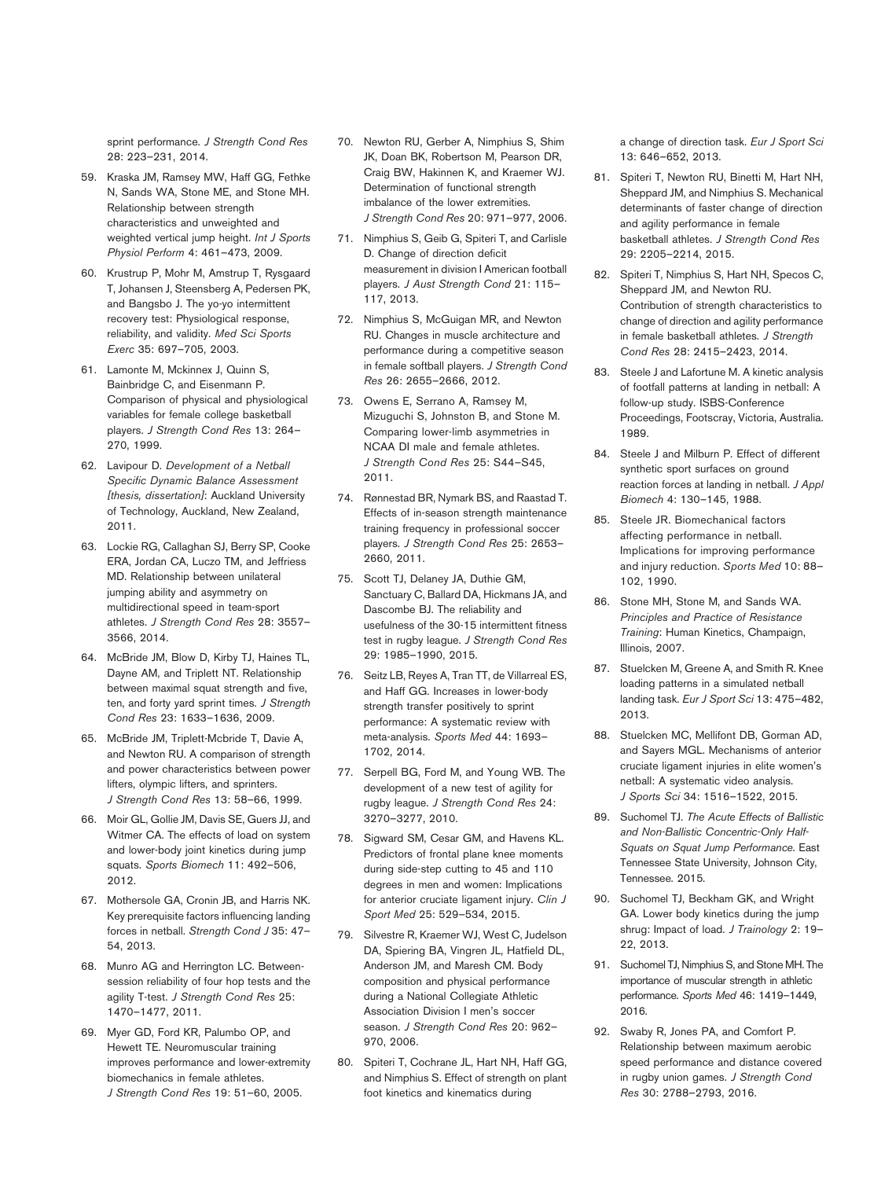sprint performance. *J Strength Cond Res* 28: 223–231, 2014.

59. Kraska JM, Ramsey MW, Haff GG, Fethke N, Sands WA, Stone ME, and Stone MH. Relationship between strength characteristics and unweighted and weighted vertical jump height. *Int J Sports Physiol Perform* 4: 461–473, 2009.
60. Krustrup P, Mohr M, Amstrup T, Rysgaard T, Johansen J, Steensberg A, Pedersen PK, and Bangsbo J. The yo-yo intermittent recovery test: Physiological response, reliability, and validity. *Med Sci Sports Exerc* 35: 697–705, 2003.
61. Lamonte M, Mckinnex J, Quinn S, Bainbridge C, and Eisenmann P. Comparison of physical and physiological variables for female college basketball players. *J Strength Cond Res* 13: 264–270, 1999.
62. Lavipour D. *Development of a Netball Specific Dynamic Balance Assessment [thesis, dissertation]*: Auckland University of Technology, Auckland, New Zealand, 2011.
63. Lockie RG, Callaghan SJ, Berry SP, Cooke ERA, Jordan CA, Luczo TM, and Jeffriess MD. Relationship between unilateral jumping ability and asymmetry on multidirectional speed in team-sport athletes. *J Strength Cond Res* 28: 3557–3566, 2014.
64. McBride JM, Blow D, Kirby TJ, Haines TL, Dayne AM, and Triplett NT. Relationship between maximal squat strength and five, ten, and forty yard sprint times. *J Strength Cond Res* 23: 1633–1636, 2009.
65. McBride JM, Triplett-Mcbride T, Davie A, and Newton RU. A comparison of strength and power characteristics between power lifters, olympic lifters, and sprinters. *J Strength Cond Res* 13: 58–66, 1999.
66. Moir GL, Gollie JM, Davis SE, Guers JJ, and Witmer CA. The effects of load on system and lower-body joint kinetics during jump squats. *Sports Biomech* 11: 492–506, 2012.
67. Mothersole GA, Cronin JB, and Harris NK. Key prerequisite factors influencing landing forces in netball. *Strength Cond J* 35: 47–54, 2013.
68. Munro AG and Herrington LC. Between-session reliability of four hop tests and the agility T-test. *J Strength Cond Res* 25: 1470–1477, 2011.
69. Myer GD, Ford KR, Palumbo OP, and Hewett TE. Neuromuscular training improves performance and lower-extremity biomechanics in female athletes. *J Strength Cond Res* 19: 51–60, 2005.
70. Newton RU, Gerber A, Nimphius S, Shim JK, Doan BK, Robertson M, Pearson DR, Craig BW, Hakinnen K, and Kraemer WJ. Determination of functional strength imbalance of the lower extremities. *J Strength Cond Res* 20: 971–977, 2006.
71. Nimphius S, Geib G, Spiteri T, and Carlisle D. Change of direction deficit measurement in division I American football players. *J Aust Strength Cond* 21: 115–117, 2013.
72. Nimphius S, McGuigan MR, and Newton RU. Changes in muscle architecture and performance during a competitive season in female softball players. *J Strength Cond Res* 26: 2655–2666, 2012.
73. Owens E, Serrano A, Ramsey M, Mizuguchi S, Johnston B, and Stone M. Comparing lower-limb asymmetries in NCAA DI male and female athletes. *J Strength Cond Res* 25: S44–S45, 2011.
74. Rønnestad BR, Nymark BS, and Raastad T. Effects of in-season strength maintenance training frequency in professional soccer players. *J Strength Cond Res* 25: 2653–2660, 2011.
75. Scott TJ, Delaney JA, Duthie GM, Sanctuary C, Ballard DA, Hickmans JA, and Dascombe BJ. The reliability and usefulness of the 30-15 intermittent fitness test in rugby league. *J Strength Cond Res* 29: 1985–1990, 2015.
76. Seitz LB, Reyes A, Tran TT, de Villarreal ES, and Haff GG. Increases in lower-body strength transfer positively to sprint performance: A systematic review with meta-analysis. *Sports Med* 44: 1693–1702, 2014.
77. Serpell BG, Ford M, and Young WB. The development of a new test of agility for rugby league. *J Strength Cond Res* 24: 3270–3277, 2010.
78. Sigward SM, Cesar GM, and Havens KL. Predictors of frontal plane knee moments during side-step cutting to 45 and 110 degrees in men and women: Implications for anterior cruciate ligament injury. *Clin J Sport Med* 25: 529–534, 2015.
79. Silvestre R, Kraemer WJ, West C, Judelson DA, Spiering BA, Vingren JL, Hatfield DL, Anderson JM, and Maresh CM. Body composition and physical performance during a National Collegiate Athletic Association Division I men's soccer season. *J Strength Cond Res* 20: 962–970, 2006.
80. Spiteri T, Cochrane JL, Hart NH, Haff GG, and Nimphius S. Effect of strength on plant foot kinetics and kinematics during a change of direction task. *Eur J Sport Sci* 13: 646–652, 2013.
81. Spiteri T, Newton RU, Binetti M, Hart NH, Sheppard JM, and Nimphius S. Mechanical determinants of faster change of direction and agility performance in female basketball athletes. *J Strength Cond Res* 29: 2205–2214, 2015.
82. Spiteri T, Nimphius S, Hart NH, Specos C, Sheppard JM, and Newton RU. Contribution of strength characteristics to change of direction and agility performance in female basketball athletes. *J Strength Cond Res* 28: 2415–2423, 2014.
83. Steele J and Lafortune M. A kinetic analysis of footfall patterns at landing in netball: A follow-up study. ISBS-Conference Proceedings, Footscray, Victoria, Australia. 1989.
84. Steele J and Milburn P. Effect of different synthetic sport surfaces on ground reaction forces at landing in netball. *J Appl Biomech* 4: 130–145, 1988.
85. Steele JR. Biomechanical factors affecting performance in netball. Implications for improving performance and injury reduction. *Sports Med* 10: 88–102, 1990.
86. Stone MH, Stone M, and Sands WA. *Principles and Practice of Resistance Training*: Human Kinetics, Champaign, Illinois, 2007.
87. Stuelcken M, Greene A, and Smith R. Knee loading patterns in a simulated netball landing task. *Eur J Sport Sci* 13: 475–482, 2013.
88. Stuelcken MC, Mellifont DB, Gorman AD, and Sayers MGL. Mechanisms of anterior cruciate ligament injuries in elite women's netball: A systematic video analysis. *J Sports Sci* 34: 1516–1522, 2015.
89. Suchomel TJ. *The Acute Effects of Ballistic and Non-Ballistic Concentric-Only Half-Squats on Squat Jump Performance.* East Tennessee State University, Johnson City, Tennessee. 2015.
90. Suchomel TJ, Beckham GK, and Wright GA. Lower body kinetics during the jump shrug: Impact of load. *J Trainology* 2: 19–22, 2013.
91. Suchomel TJ, Nimphius S, and Stone MH. The importance of muscular strength in athletic performance. *Sports Med* 46: 1419–1449, 2016.
92. Swaby R, Jones PA, and Comfort P. Relationship between maximum aerobic speed performance and distance covered in rugby union games. *J Strength Cond Res* 30: 2788–2793, 2016.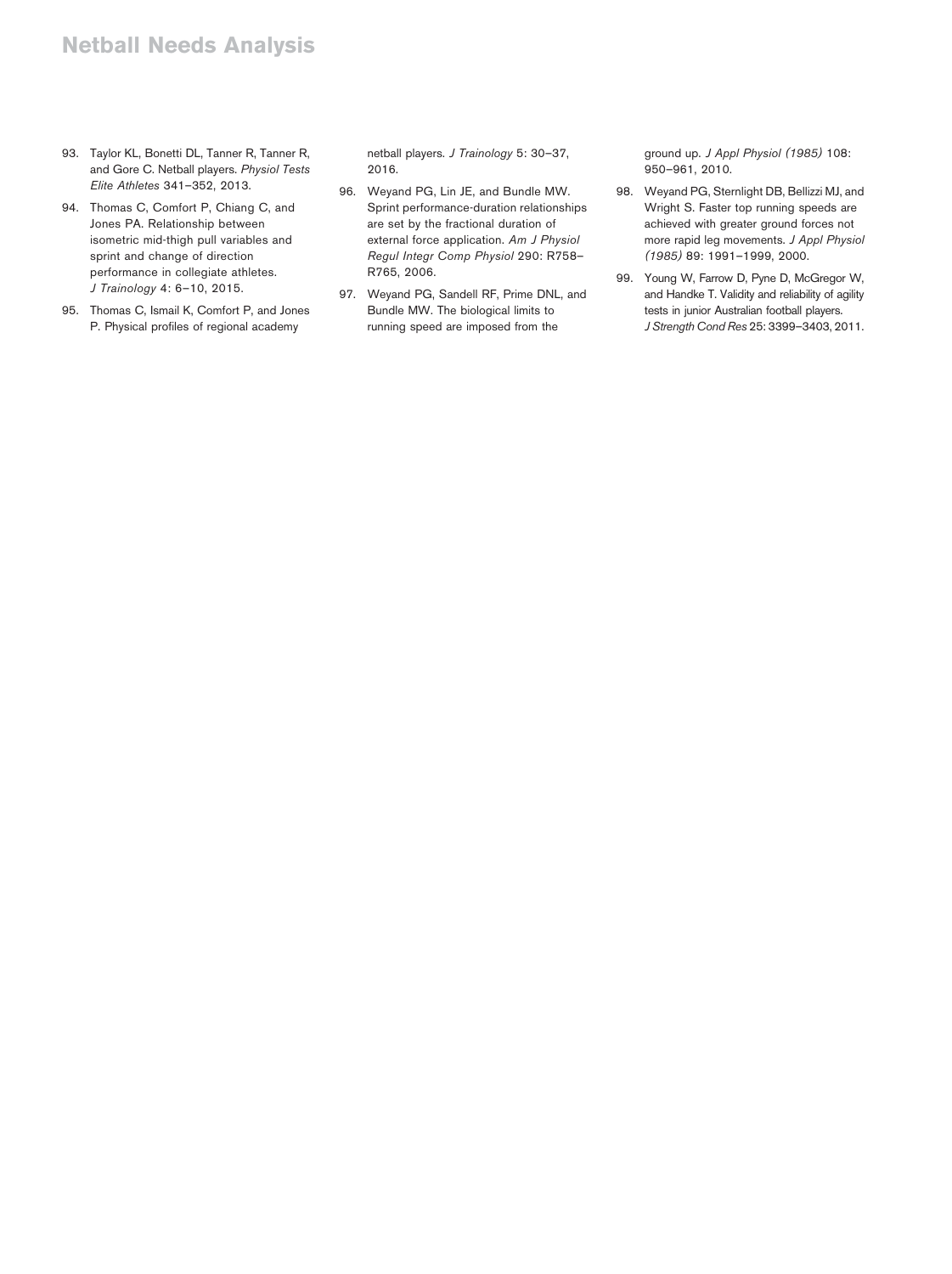93. Taylor KL, Bonetti DL, Tanner R, Tanner R, and Gore C. Netball players. *Physiol Tests Elite Athletes* 341–352, 2013.
94. Thomas C, Comfort P, Chiang C, and Jones PA. Relationship between isometric mid-thigh pull variables and sprint and change of direction performance in collegiate athletes. *J Trainology* 4: 6–10, 2015.
95. Thomas C, Ismail K, Comfort P, and Jones P. Physical profiles of regional academy netball players. *J Trainology* 5: 30–37, 2016.
96. Weyand PG, Lin JE, and Bundle MW. Sprint performance-duration relationships are set by the fractional duration of external force application. *Am J Physiol Regul Integr Comp Physiol* 290: R758–R765, 2006.
97. Weyand PG, Sandell RF, Prime DNL, and Bundle MW. The biological limits to running speed are imposed from the ground up. *J Appl Physiol (1985)* 108: 950–961, 2010.
98. Weyand PG, Sternlight DB, Bellizzi MJ, and Wright S. Faster top running speeds are achieved with greater ground forces not more rapid leg movements. *J Appl Physiol (1985)* 89: 1991–1999, 2000.
99. Young W, Farrow D, Pyne D, McGregor W, and Handke T. Validity and reliability of agility tests in junior Australian football players. *J Strength Cond Res* 25: 3399–3403, 2011.